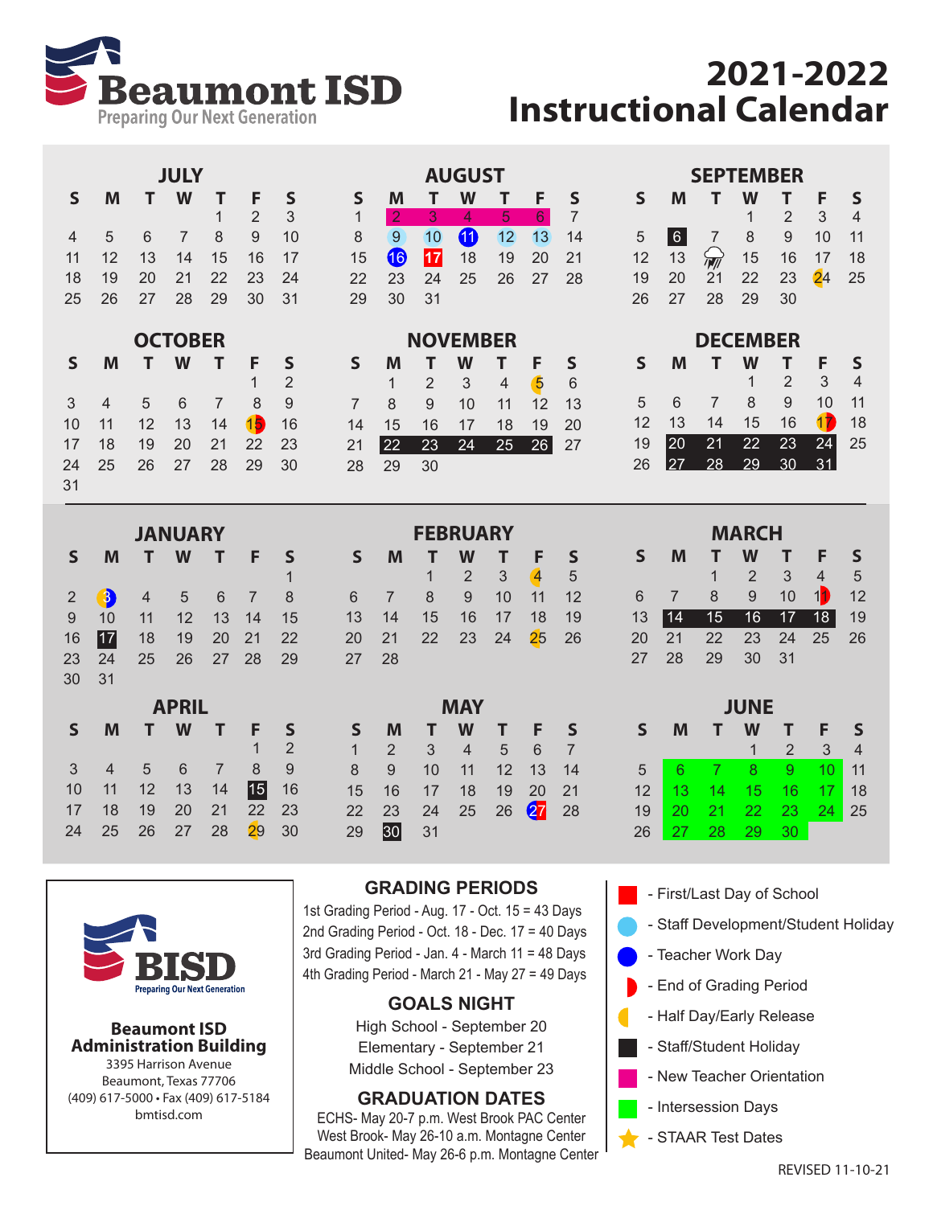# Beaumont ISD

Preparing Our Next Generation

# 2021-2022 Instructional Calendar

### JULY

| S | M | T | W | T | F | S |
|---|---|---|---|---|---|---|
| | | | | 1 | 2 | 3 |
| 4 | 5 | 6 | 7 | 8 | 9 | 10 |
| 11 | 12 | 13 | 14 | 15 | 16 | 17 |
| 18 | 19 | 20 | 21 | 22 | 23 | 24 |
| 25 | 26 | 27 | 28 | 29 | 30 | 31 |

### AUGUST

| S | M | T | W | T | F | S |
|---|---|---|---|---|---|---|
| 1 | 2 | 3 | 4 | 5 | 6 | 7 |
| 8 | 9 | 10 | 11 | 12 | 13 | 14 |
| 15 | 16 | 17 | 18 | 19 | 20 | 21 |
| 22 | 23 | 24 | 25 | 26 | 27 | 28 |
| 29 | 30 | 31 | | | | |

### SEPTEMBER

| S | M | T | W | T | F | S |
|---|---|---|---|---|---|---|
| | | | 1 | 2 | 3 | 4 |
| 5 | 6 | 7 | 8 | 9 | 10 | 11 |
| 12 | 13 | 14 | 15 | 16 | 17 | 18 |
| 19 | 20 | 21 | 22 | 23 | 24 | 25 |
| 26 | 27 | 28 | 29 | 30 | | |

### OCTOBER

| S | M | T | W | T | F | S |
|---|---|---|---|---|---|---|
| | | | | | 1 | 2 |
| 3 | 4 | 5 | 6 | 7 | 8 | 9 |
| 10 | 11 | 12 | 13 | 14 | 15 | 16 |
| 17 | 18 | 19 | 20 | 21 | 22 | 23 |
| 24 | 25 | 26 | 27 | 28 | 29 | 30 |
| 31 | | | | | | |

### NOVEMBER

| S | M | T | W | T | F | S |
|---|---|---|---|---|---|---|
| | 1 | 2 | 3 | 4 | 5 | 6 |
| 7 | 8 | 9 | 10 | 11 | 12 | 13 |
| 14 | 15 | 16 | 17 | 18 | 19 | 20 |
| 21 | 22 | 23 | 24 | 25 | 26 | 27 |
| 28 | 29 | 30 | | | | |

### DECEMBER

| S | M | T | W | T | F | S |
|---|---|---|---|---|---|---|
| | | | 1 | 2 | 3 | 4 |
| 5 | 6 | 7 | 8 | 9 | 10 | 11 |
| 12 | 13 | 14 | 15 | 16 | 17 | 18 |
| 19 | 20 | 21 | 22 | 23 | 24 | 25 |
| 26 | 27 | 28 | 29 | 30 | 31 | |

### JANUARY

| S | M | T | W | T | F | S |
|---|---|---|---|---|---|---|
| | | | | | | 1 |
| 2 | 3 | 4 | 5 | 6 | 7 | 8 |
| 9 | 10 | 11 | 12 | 13 | 14 | 15 |
| 16 | 17 | 18 | 19 | 20 | 21 | 22 |
| 23 | 24 | 25 | 26 | 27 | 28 | 29 |
| 30 | 31 | | | | | |

### FEBRUARY

| S | M | T | W | T | F | S |
|---|---|---|---|---|---|---|
| | | 1 | 2 | 3 | 4 | 5 |
| 6 | 7 | 8 | 9 | 10 | 11 | 12 |
| 13 | 14 | 15 | 16 | 17 | 18 | 19 |
| 20 | 21 | 22 | 23 | 24 | 25 | 26 |
| 27 | 28 | | | | | |

### MARCH

| S | M | T | W | T | F | S |
|---|---|---|---|---|---|---|
| | | 1 | 2 | 3 | 4 | 5 |
| 6 | 7 | 8 | 9 | 10 | 11 | 12 |
| 13 | 14 | 15 | 16 | 17 | 18 | 19 |
| 20 | 21 | 22 | 23 | 24 | 25 | 26 |
| 27 | 28 | 29 | 30 | 31 | | |

### APRIL

| S | M | T | W | T | F | S |
|---|---|---|---|---|---|---|
| | | | | | 1 | 2 |
| 3 | 4 | 5 | 6 | 7 | 8 | 9 |
| 10 | 11 | 12 | 13 | 14 | 15 | 16 |
| 17 | 18 | 19 | 20 | 21 | 22 | 23 |
| 24 | 25 | 26 | 27 | 28 | 29 | 30 |

### MAY

| S | M | T | W | T | F | S |
|---|---|---|---|---|---|---|
| 1 | 2 | 3 | 4 | 5 | 6 | 7 |
| 8 | 9 | 10 | 11 | 12 | 13 | 14 |
| 15 | 16 | 17 | 18 | 19 | 20 | 21 |
| 22 | 23 | 24 | 25 | 26 | 27 | 28 |
| 29 | 30 | 31 | | | | |

### JUNE

| S | M | T | W | T | F | S |
|---|---|---|---|---|---|---|
| | | | 1 | 2 | 3 | 4 |
| 5 | 6 | 7 | 8 | 9 | 10 | 11 |
| 12 | 13 | 14 | 15 | 16 | 17 | 18 |
| 19 | 20 | 21 | 22 | 23 | 24 | 25 |
| 26 | 27 | 28 | 29 | 30 | | |

**BISD**
Preparing Our Next Generation

**Beaumont ISD Administration Building**
3395 Harrison Avenue
Beaumont, Texas 77706
(409) 617-5000 • Fax (409) 617-5184
bmtisd.com

## GRADING PERIODS

1st Grading Period - Aug. 17 - Oct. 15 = 43 Days
2nd Grading Period - Oct. 18 - Dec. 17 = 40 Days
3rd Grading Period - Jan. 4 - March 11 = 48 Days
4th Grading Period - March 21 - May 27 = 49 Days

## GOALS NIGHT

High School - September 20
Elementary - September 21
Middle School - September 23

## GRADUATION DATES

ECHS- May 20-7 p.m. West Brook PAC Center
West Brook- May 26-10 a.m. Montagne Center
Beaumont United- May 26-6 p.m. Montagne Center

- First/Last Day of School
- Staff Development/Student Holiday
- Teacher Work Day
- End of Grading Period
- Half Day/Early Release
- Staff/Student Holiday
- New Teacher Orientation
- Intersession Days
- STAAR Test Dates

REVISED 11-10-21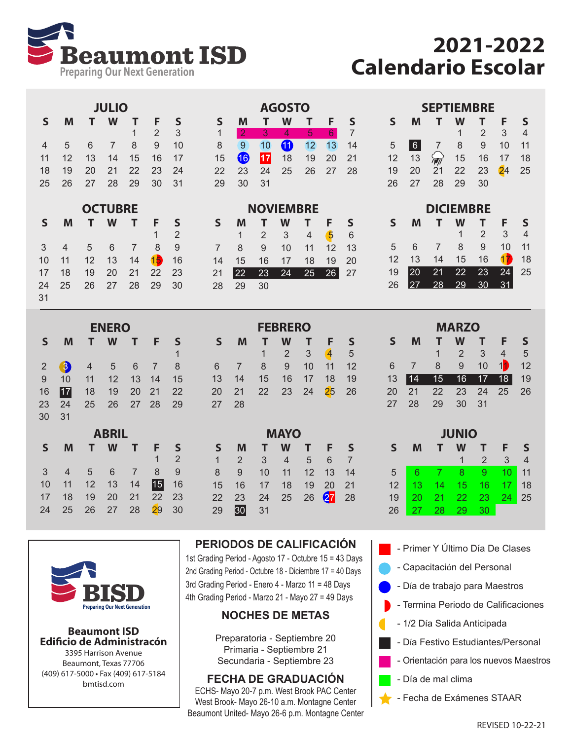# Beaumont ISD
Preparing Our Next Generation

# 2021-2022 Calendario Escolar

### JULIO

| S | M | T | W | T | F | S |
|---|---|---|---|---|---|---|
| | | | | 1 | 2 | 3 |
| 4 | 5 | 6 | 7 | 8 | 9 | 10 |
| 11 | 12 | 13 | 14 | 15 | 16 | 17 |
| 18 | 19 | 20 | 21 | 22 | 23 | 24 |
| 25 | 26 | 27 | 28 | 29 | 30 | 31 |

### AGOSTO

| S | M | T | W | T | F | S |
|---|---|---|---|---|---|---|
| 1 | 2 | 3 | 4 | 5 | 6 | 7 |
| 8 | 9 | 10 | 11 | 12 | 13 | 14 |
| 15 | 16 | 17 | 18 | 19 | 20 | 21 |
| 22 | 23 | 24 | 25 | 26 | 27 | 28 |
| 29 | 30 | 31 | | | | |

### SEPTIEMBRE

| S | M | T | W | T | F | S |
|---|---|---|---|---|---|---|
| | | | 1 | 2 | 3 | 4 |
| 5 | 6 | 7 | 8 | 9 | 10 | 11 |
| 12 | 13 | | 15 | 16 | 17 | 18 |
| 19 | 20 | 21 | 22 | 23 | 24 | 25 |
| 26 | 27 | 28 | 29 | 30 | | |

### OCTUBRE

| S | M | T | W | T | F | S |
|---|---|---|---|---|---|---|
| | | | | | 1 | 2 |
| 3 | 4 | 5 | 6 | 7 | 8 | 9 |
| 10 | 11 | 12 | 13 | 14 | 15 | 16 |
| 17 | 18 | 19 | 20 | 21 | 22 | 23 |
| 24 | 25 | 26 | 27 | 28 | 29 | 30 |
| 31 | | | | | | |

### NOVIEMBRE

| S | M | T | W | T | F | S |
|---|---|---|---|---|---|---|
| | 1 | 2 | 3 | 4 | 5 | 6 |
| 7 | 8 | 9 | 10 | 11 | 12 | 13 |
| 14 | 15 | 16 | 17 | 18 | 19 | 20 |
| 21 | 22 | 23 | 24 | 25 | 26 | 27 |
| 28 | 29 | 30 | | | | |

### DICIEMBRE

| S | M | T | W | T | F | S |
|---|---|---|---|---|---|---|
| | | | 1 | 2 | 3 | 4 |
| 5 | 6 | 7 | 8 | 9 | 10 | 11 |
| 12 | 13 | 14 | 15 | 16 | 17 | 18 |
| 19 | 20 | 21 | 22 | 23 | 24 | 25 |
| 26 | 27 | 28 | 29 | 30 | 31 | |

### ENERO

| S | M | T | W | T | F | S |
|---|---|---|---|---|---|---|
| | | | | | | 1 |
| 2 | 3 | 4 | 5 | 6 | 7 | 8 |
| 9 | 10 | 11 | 12 | 13 | 14 | 15 |
| 16 | 17 | 18 | 19 | 20 | 21 | 22 |
| 23 | 24 | 25 | 26 | 27 | 28 | 29 |
| 30 | 31 | | | | | |

### FEBRERO

| S | M | T | W | T | F | S |
|---|---|---|---|---|---|---|
| | | 1 | 2 | 3 | 4 | 5 |
| 6 | 7 | 8 | 9 | 10 | 11 | 12 |
| 13 | 14 | 15 | 16 | 17 | 18 | 19 |
| 20 | 21 | 22 | 23 | 24 | 25 | 26 |
| 27 | 28 | | | | | |

### MARZO

| S | M | T | W | T | F | S |
|---|---|---|---|---|---|---|
| | | 1 | 2 | 3 | 4 | 5 |
| 6 | 7 | 8 | 9 | 10 | 11 | 12 |
| 13 | 14 | 15 | 16 | 17 | 18 | 19 |
| 20 | 21 | 22 | 23 | 24 | 25 | 26 |
| 27 | 28 | 29 | 30 | 31 | | |

### ABRIL

| S | M | T | W | T | F | S |
|---|---|---|---|---|---|---|
| | | | | | 1 | 2 |
| 3 | 4 | 5 | 6 | 7 | 8 | 9 |
| 10 | 11 | 12 | 13 | 14 | 15 | 16 |
| 17 | 18 | 19 | 20 | 21 | 22 | 23 |
| 24 | 25 | 26 | 27 | 28 | 29 | 30 |

### MAYO

| S | M | T | W | T | F | S |
|---|---|---|---|---|---|---|
| 1 | 2 | 3 | 4 | 5 | 6 | 7 |
| 8 | 9 | 10 | 11 | 12 | 13 | 14 |
| 15 | 16 | 17 | 18 | 19 | 20 | 21 |
| 22 | 23 | 24 | 25 | 26 | 27 | 28 |
| 29 | 30 | 31 | | | | |

### JUNIO

| S | M | T | W | T | F | S |
|---|---|---|---|---|---|---|
| | | | 1 | 2 | 3 | 4 |
| 5 | 6 | 7 | 8 | 9 | 10 | 11 |
| 12 | 13 | 14 | 15 | 16 | 17 | 18 |
| 19 | 20 | 21 | 22 | 23 | 24 | 25 |
| 26 | 27 | 28 | 29 | 30 | | |

BISD
Preparing Our Next Generation

**Beaumont ISD**
**Edificio de Administracón**
3395 Harrison Avenue
Beaumont, Texas 77706
(409) 617-5000 • Fax (409) 617-5184
bmtisd.com

## PERIODOS DE CALIFICACIÓN

1st Grading Period - Agosto 17 - Octubre 15 = 43 Days
2nd Grading Period - Octubre 18 - Diciembre 17 = 40 Days
3rd Grading Period - Enero 4 - Marzo 11 = 48 Days
4th Grading Period - Marzo 21 - Mayo 27 = 49 Days

## NOCHES DE METAS

Preparatoria - Septiembre 20
Primaria - Septiembre 21
Secundaria - Septiembre 23

## FECHA DE GRADUACIÓN

ECHS- Mayo 20-7 p.m. West Brook PAC Center
West Brook- Mayo 26-10 a.m. Montagne Center
Beaumont United- Mayo 26-6 p.m. Montagne Center

- Primer Y Último Día De Clases
- Capacitación del Personal
- Día de trabajo para Maestros
- Termina Periodo de Calificaciones
- 1/2 Día Salida Anticipada
- Día Festivo Estudiantes/Personal
- Orientación para los nuevos Maestros
- Día de mal clima
- Fecha de Exámenes STAAR

REVISED 10-22-21